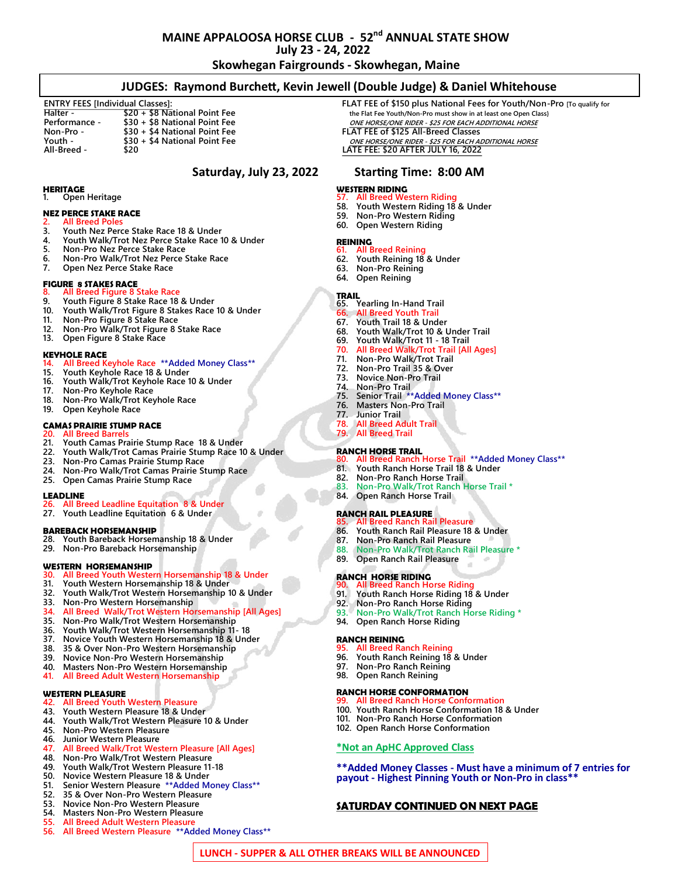# MAINE APPALOOSA HORSE CLUB - 52nd ANNUAL STATE SHOW

## July 23 - 24, 2022

## Skowhegan Fairgrounds - Skowhegan, Maine

### JUDGES: Raymond Burchett, Kevin Jewell (Double Judge) & Daniel Whitehouse

ENTRY FEES [Individual Classes]:

| | |
|---|---|
| Halter - | $20 + $8 National Point Fee |
| Performance - | $30 + $8 National Point Fee |
| Non-Pro - | $30 + $4 National Point Fee |
| Youth - | $30 + $4 National Point Fee |
| All-Breed - | $20 |

FLAT FEE of $150 plus National Fees for Youth/Non-Pro [To qualify for the Flat Fee Youth/Non-Pro must show in at least one Open Class]

*ONE HORSE/ONE RIDER - $25 FOR EACH ADDITIONAL HORSE*

FLAT FEE of $125 All-Breed Classes

*ONE HORSE/ONE RIDER - $25 FOR EACH ADDITIONAL HORSE*

LATE FEE: $20 AFTER JULY 16, 2022

## Saturday, July 23, 2022 Starting Time: 8:00 AM

**HERITAGE**
1. Open Heritage

**NEZ PERCE STAKE RACE**
2. All Breed Poles
3. Youth Nez Perce Stake Race 18 & Under
4. Youth Walk/Trot Nez Perce Stake Race 10 & Under
5. Non-Pro Nez Perce Stake Race
6. Non-Pro Walk/Trot Nez Perce Stake Race
7. Open Nez Perce Stake Race

**FIGURE 8 STAKES RACE**
8. All Breed Figure 8 Stake Race
9. Youth Figure 8 Stake Race 18 & Under
10. Youth Walk/Trot Figure 8 Stakes Race 10 & Under
11. Non-Pro Figure 8 Stake Race
12. Non-Pro Walk/Trot Figure 8 Stake Race
13. Open Figure 8 Stake Race

**KEYHOLE RACE**
14. All Breed Keyhole Race **Added Money Class**
15. Youth Keyhole Race 18 & Under
16. Youth Walk/Trot Keyhole Race 10 & Under
17. Non-Pro Keyhole Race
18. Non-Pro Walk/Trot Keyhole Race
19. Open Keyhole Race

**CAMAS PRAIRIE STUMP RACE**
20. All Breed Barrels
21. Youth Camas Prairie Stump Race 18 & Under
22. Youth Walk/Trot Camas Prairie Stump Race 10 & Under
23. Non-Pro Camas Prairie Stump Race
24. Non-Pro Walk/Trot Camas Prairie Stump Race
25. Open Camas Prairie Stump Race

**LEADLINE**
26. All Breed Leadline Equitation 8 & Under
27. Youth Leadline Equitation 6 & Under

**BAREBACK HORSEMANSHIP**
28. Youth Bareback Horsemanship 18 & Under
29. Non-Pro Bareback Horsemanship

**WESTERN HORSEMANSHIP**
30. All Breed Youth Western Horsemanship 18 & Under
31. Youth Western Horsemanship 18 & Under
32. Youth Walk/Trot Western Horsemanship 10 & Under
33. Non-Pro Western Horsemanship
34. All Breed Walk/Trot Western Horsemanship [All Ages]
35. Non-Pro Walk/Trot Western Horsemanship
36. Youth Walk/Trot Western Horsemanship 11- 18
37. Novice Youth Western Horsemanship 18 & Under
38. 35 & Over Non-Pro Western Horsemanship
39. Novice Non-Pro Western Horsemanship
40. Masters Non-Pro Western Horsemanship
41. All Breed Adult Western Horsemanship

**WESTERN PLEASURE**
42. All Breed Youth Western Pleasure
43. Youth Western Pleasure 18 & Under
44. Youth Walk/Trot Western Pleasure 10 & Under
45. Non-Pro Western Pleasure
46. Junior Western Pleasure
47. All Breed Walk/Trot Western Pleasure [All Ages]
48. Non-Pro Walk/Trot Western Pleasure
49. Youth Walk/Trot Western Pleasure 11-18
50. Novice Western Pleasure 18 & Under
51. Senior Western Pleasure **Added Money Class**
52. 35 & Over Non-Pro Western Pleasure
53. Novice Non-Pro Western Pleasure
54. Masters Non-Pro Western Pleasure
55. All Breed Adult Western Pleasure
56. All Breed Western Pleasure **Added Money Class**

**WESTERN RIDING**
57. All Breed Western Riding
58. Youth Western Riding 18 & Under
59. Non-Pro Western Riding
60. Open Western Riding

**REINING**
61. All Breed Reining
62. Youth Reining 18 & Under
63. Non-Pro Reining
64. Open Reining

**TRAIL**
65. Yearling In-Hand Trail
66. All Breed Youth Trail
67. Youth Trail 18 & Under
68. Youth Walk/Trot 10 & Under Trail
69. Youth Walk/Trot 11 - 18 Trail
70. All Breed Walk/Trot Trail [All Ages]
71. Non-Pro Walk/Trot Trail
72. Non-Pro Trail 35 & Over
73. Novice Non-Pro Trail
74. Non-Pro Trail
75. Senior Trail **Added Money Class**
76. Masters Non-Pro Trail
77. Junior Trail
78. All Breed Adult Trail
79. All Breed Trail

**RANCH HORSE TRAIL**
80. All Breed Ranch Horse Trail **Added Money Class**
81. Youth Ranch Horse Trail 18 & Under
82. Non-Pro Ranch Horse Trail
83. Non-Pro Walk/Trot Ranch Horse Trail *
84. Open Ranch Horse Trail

**RANCH RAIL PLEASURE**
85. All Breed Ranch Rail Pleasure
86. Youth Ranch Rail Pleasure 18 & Under
87. Non-Pro Ranch Rail Pleasure
88. Non-Pro Walk/Trot Ranch Rail Pleasure *
89. Open Ranch Rail Pleasure

**RANCH HORSE RIDING**
90. All Breed Ranch Horse Riding
91. Youth Ranch Horse Riding 18 & Under
92. Non-Pro Ranch Horse Riding
93. Non-Pro Walk/Trot Ranch Horse Riding *
94. Open Ranch Horse Riding

**RANCH REINING**
95. All Breed Ranch Reining
96. Youth Ranch Reining 18 & Under
97. Non-Pro Ranch Reining
98. Open Ranch Reining

**RANCH HORSE CONFORMATION**
99. All Breed Ranch Horse Conformation
100. Youth Ranch Horse Conformation 18 & Under
101. Non-Pro Ranch Horse Conformation
102. Open Ranch Horse Conformation

*Not an ApHC Approved Class

**Added Money Classes - Must have a minimum of 7 entries for payout - Highest Pinning Youth or Non-Pro in class**

**SATURDAY CONTINUED ON NEXT PAGE**

**LUNCH - SUPPER & ALL OTHER BREAKS WILL BE ANNOUNCED**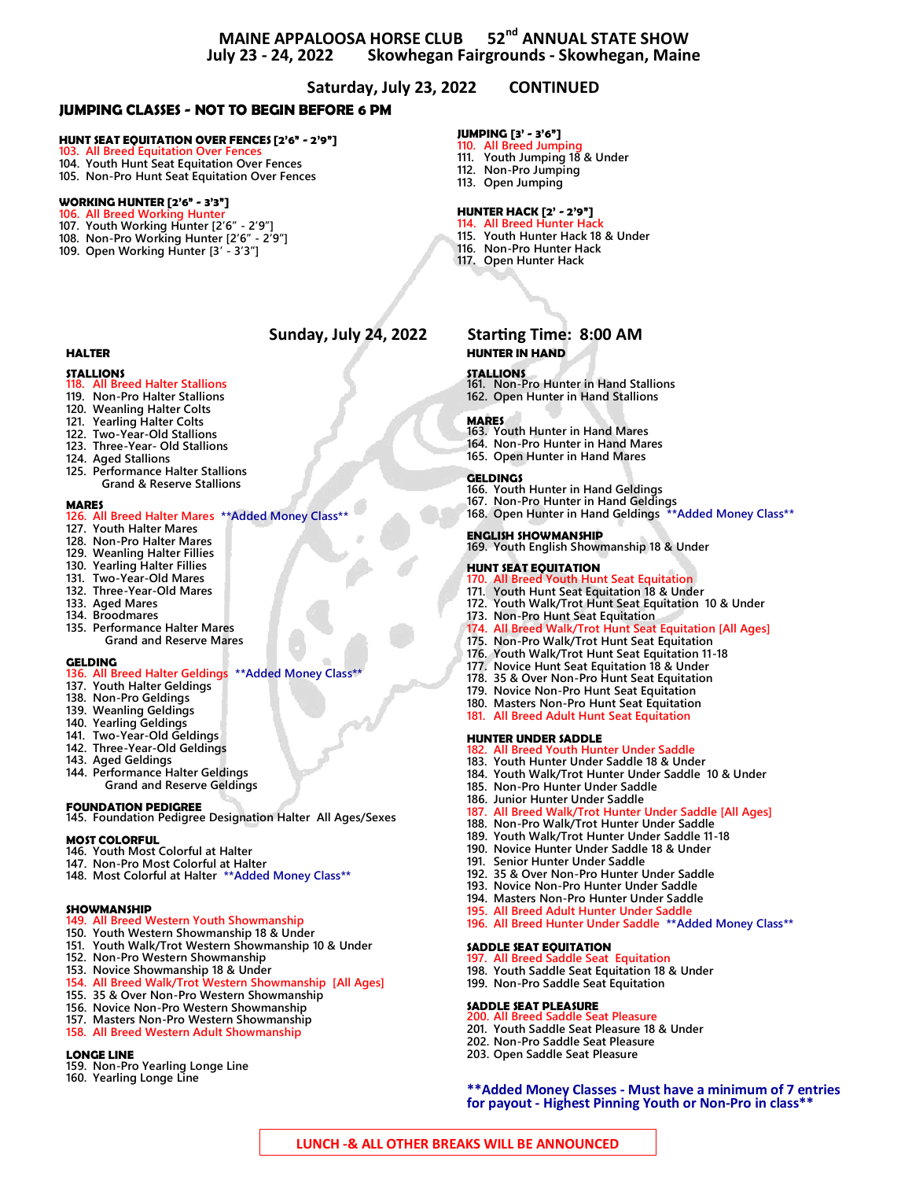# MAINE APPALOOSA HORSE CLUB 52nd ANNUAL STATE SHOW

## July 23 - 24, 2022 Skowhegan Fairgrounds - Skowhegan, Maine

## Saturday, July 23, 2022 CONTINUED

### JUMPING CLASSES - NOT TO BEGIN BEFORE 6 PM

**HUNT SEAT EQUITATION OVER FENCES [2'6" - 2'9"]**

103. All Breed Equitation Over Fences
104. Youth Hunt Seat Equitation Over Fences
105. Non-Pro Hunt Seat Equitation Over Fences

**WORKING HUNTER [2'6" - 3'3"]**

106. All Breed Working Hunter
107. Youth Working Hunter [2'6" - 2'9"]
108. Non-Pro Working Hunter [2'6" - 2'9"]
109. Open Working Hunter [3' - 3'3"]

**JUMPING [3' - 3'6"]**

110. All Breed Jumping
111. Youth Jumping 18 & Under
112. Non-Pro Jumping
113. Open Jumping

**HUNTER HACK [2' - 2'9"]**

114. All Breed Hunter Hack
115. Youth Hunter Hack 18 & Under
116. Non-Pro Hunter Hack
117. Open Hunter Hack

## Sunday, July 24, 2022 Starting Time: 8:00 AM

### HALTER

**STALLIONS**

118. All Breed Halter Stallions
119. Non-Pro Halter Stallions
120. Weanling Halter Colts
121. Yearling Halter Colts
122. Two-Year-Old Stallions
123. Three-Year- Old Stallions
124. Aged Stallions
125. Performance Halter Stallions
     Grand & Reserve Stallions

**MARES**

126. All Breed Halter Mares **Added Money Class**
127. Youth Halter Mares
128. Non-Pro Halter Mares
129. Weanling Halter Fillies
130. Yearling Halter Fillies
131. Two-Year-Old Mares
132. Three-Year-Old Mares
133. Aged Mares
134. Broodmares
135. Performance Halter Mares
     Grand and Reserve Mares

**GELDING**

136. All Breed Halter Geldings **Added Money Class**
137. Youth Halter Geldings
138. Non-Pro Geldings
139. Weanling Geldings
140. Yearling Geldings
141. Two-Year-Old Geldings
142. Three-Year-Old Geldings
143. Aged Geldings
144. Performance Halter Geldings
     Grand and Reserve Geldings

**FOUNDATION PEDIGREE**

145. Foundation Pedigree Designation Halter All Ages/Sexes

**MOST COLORFUL**

146. Youth Most Colorful at Halter
147. Non-Pro Most Colorful at Halter
148. Most Colorful at Halter **Added Money Class**

**SHOWMANSHIP**

149. All Breed Western Youth Showmanship
150. Youth Western Showmanship 18 & Under
151. Youth Walk/Trot Western Showmanship 10 & Under
152. Non-Pro Western Showmanship
153. Novice Showmanship 18 & Under
154. All Breed Walk/Trot Western Showmanship [All Ages]
155. 35 & Over Non-Pro Western Showmanship
156. Novice Non-Pro Western Showmanship
157. Masters Non-Pro Western Showmanship
158. All Breed Western Adult Showmanship

**LONGE LINE**

159. Non-Pro Yearling Longe Line
160. Yearling Longe Line

### HUNTER IN HAND

**STALLIONS**

161. Non-Pro Hunter in Hand Stallions
162. Open Hunter in Hand Stallions

**MARES**

163. Youth Hunter in Hand Mares
164. Non-Pro Hunter in Hand Mares
165. Open Hunter in Hand Mares

**GELDINGS**

166. Youth Hunter in Hand Geldings
167. Non-Pro Hunter in Hand Geldings
168. Open Hunter in Hand Geldings **Added Money Class**

**ENGLISH SHOWMANSHIP**

169. Youth English Showmanship 18 & Under

**HUNT SEAT EQUITATION**

170. All Breed Youth Hunt Seat Equitation
171. Youth Hunt Seat Equitation 18 & Under
172. Youth Walk/Trot Hunt Seat Equitation 10 & Under
173. Non-Pro Hunt Seat Equitation
174. All Breed Walk/Trot Hunt Seat Equitation [All Ages]
175. Non-Pro Walk/Trot Hunt Seat Equitation
176. Youth Walk/Trot Hunt Seat Equitation 11-18
177. Novice Hunt Seat Equitation 18 & Under
178. 35 & Over Non-Pro Hunt Seat Equitation
179. Novice Non-Pro Hunt Seat Equitation
180. Masters Non-Pro Hunt Seat Equitation
181. All Breed Adult Hunt Seat Equitation

**HUNTER UNDER SADDLE**

182. All Breed Youth Hunter Under Saddle
183. Youth Hunter Under Saddle 18 & Under
184. Youth Walk/Trot Hunter Under Saddle 10 & Under
185. Non-Pro Hunter Under Saddle
186. Junior Hunter Under Saddle
187. All Breed Walk/Trot Hunter Under Saddle [All Ages]
188. Non-Pro Walk/Trot Hunter Under Saddle
189. Youth Walk/Trot Hunter Under Saddle 11-18
190. Novice Hunter Under Saddle 18 & Under
191. Senior Hunter Under Saddle
192. 35 & Over Non-Pro Hunter Under Saddle
193. Novice Non-Pro Hunter Under Saddle
194. Masters Non-Pro Hunter Under Saddle
195. All Breed Adult Hunter Under Saddle
196. All Breed Hunter Under Saddle **Added Money Class**

**SADDLE SEAT EQUITATION**

197. All Breed Saddle Seat Equitation
198. Youth Saddle Seat Equitation 18 & Under
199. Non-Pro Saddle Seat Equitation

**SADDLE SEAT PLEASURE**

200. All Breed Saddle Seat Pleasure
201. Youth Saddle Seat Pleasure 18 & Under
202. Non-Pro Saddle Seat Pleasure
203. Open Saddle Seat Pleasure

****Added Money Classes - Must have a minimum of 7 entries for payout - Highest Pinning Youth or Non-Pro in class****

**LUNCH -& ALL OTHER BREAKS WILL BE ANNOUNCED**